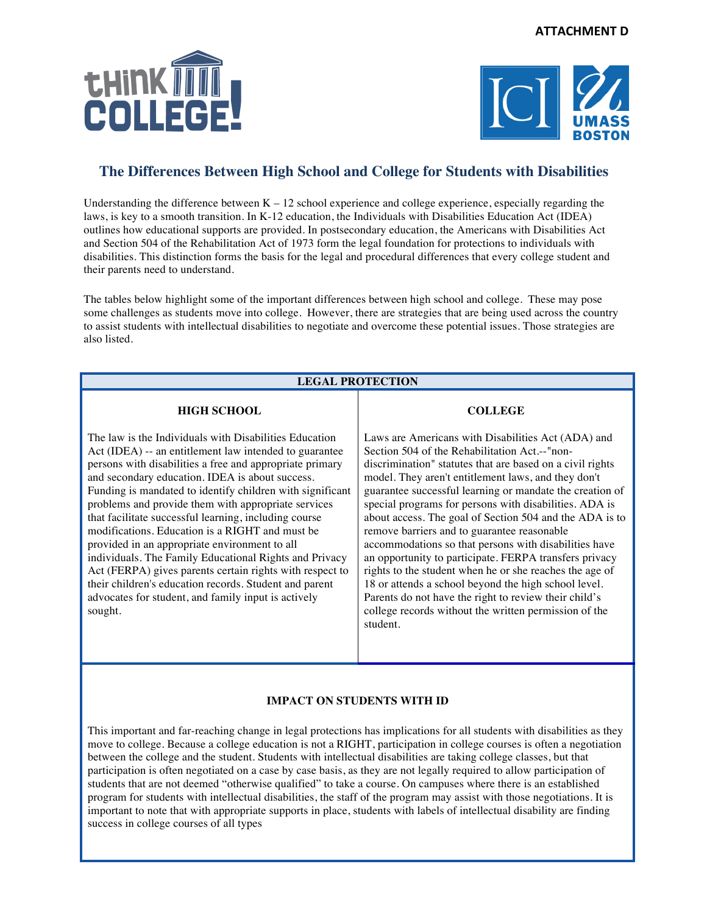ATTACHMENT D

## The Differences Between High School and College for Students with Disabilities

Understanding the difference between K – 12 school experience and college experience, especially regarding the laws, is key to a smooth transition. In K-12 education, the Individuals with Disabilities Education Act (IDEA) outlines how educational supports are provided. In postsecondary education, the Americans with Disabilities Act and Section 504 of the Rehabilitation Act of 1973 form the legal foundation for protections to individuals with disabilities. This distinction forms the basis for the legal and procedural differences that every college student and their parents need to understand.

The tables below highlight some of the important differences between high school and college. These may pose some challenges as students move into college. However, there are strategies that are being used across the country to assist students with intellectual disabilities to negotiate and overcome these potential issues. Those strategies are also listed.

| LEGAL PROTECTION | |
|---|---|
| **HIGH SCHOOL** | **COLLEGE** |
| The law is the Individuals with Disabilities Education Act (IDEA) -- an entitlement law intended to guarantee persons with disabilities a free and appropriate primary and secondary education. IDEA is about success. Funding is mandated to identify children with significant problems and provide them with appropriate services that facilitate successful learning, including course modifications. Education is a RIGHT and must be provided in an appropriate environment to all individuals. The Family Educational Rights and Privacy Act (FERPA) gives parents certain rights with respect to their children's education records. Student and parent advocates for student, and family input is actively sought. | Laws are Americans with Disabilities Act (ADA) and Section 504 of the Rehabilitation Act.--"non-discrimination" statutes that are based on a civil rights model. They aren't entitlement laws, and they don't guarantee successful learning or mandate the creation of special programs for persons with disabilities. ADA is about access. The goal of Section 504 and the ADA is to remove barriers and to guarantee reasonable accommodations so that persons with disabilities have an opportunity to participate. FERPA transfers privacy rights to the student when he or she reaches the age of 18 or attends a school beyond the high school level. Parents do not have the right to review their child's college records without the written permission of the student. |

**IMPACT ON STUDENTS WITH ID**

This important and far-reaching change in legal protections has implications for all students with disabilities as they move to college. Because a college education is not a RIGHT, participation in college courses is often a negotiation between the college and the student. Students with intellectual disabilities are taking college classes, but that participation is often negotiated on a case by case basis, as they are not legally required to allow participation of students that are not deemed "otherwise qualified" to take a course. On campuses where there is an established program for students with intellectual disabilities, the staff of the program may assist with those negotiations. It is important to note that with appropriate supports in place, students with labels of intellectual disability are finding success in college courses of all types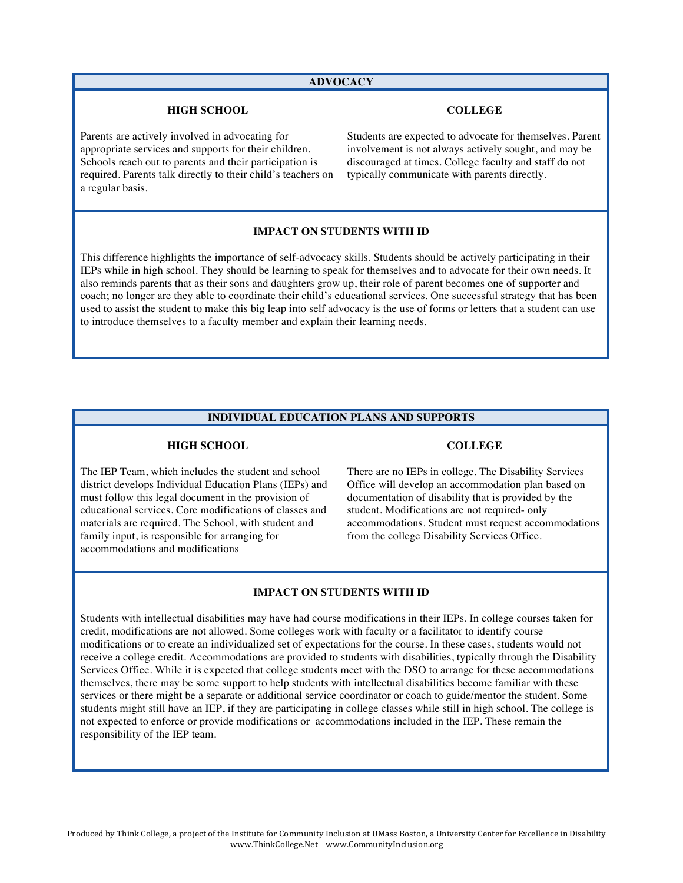## ADVOCACY

| HIGH SCHOOL | COLLEGE |
|---|---|
| Parents are actively involved in advocating for appropriate services and supports for their children. Schools reach out to parents and their participation is required. Parents talk directly to their child's teachers on a regular basis. | Students are expected to advocate for themselves. Parent involvement is not always actively sought, and may be discouraged at times. College faculty and staff do not typically communicate with parents directly. |

### IMPACT ON STUDENTS WITH ID

This difference highlights the importance of self-advocacy skills. Students should be actively participating in their IEPs while in high school. They should be learning to speak for themselves and to advocate for their own needs. It also reminds parents that as their sons and daughters grow up, their role of parent becomes one of supporter and coach; no longer are they able to coordinate their child's educational services. One successful strategy that has been used to assist the student to make this big leap into self advocacy is the use of forms or letters that a student can use to introduce themselves to a faculty member and explain their learning needs.

## INDIVIDUAL EDUCATION PLANS AND SUPPORTS

| HIGH SCHOOL | COLLEGE |
|---|---|
| The IEP Team, which includes the student and school district develops Individual Education Plans (IEPs) and must follow this legal document in the provision of educational services. Core modifications of classes and materials are required. The School, with student and family input, is responsible for arranging for accommodations and modifications | There are no IEPs in college. The Disability Services Office will develop an accommodation plan based on documentation of disability that is provided by the student. Modifications are not required- only accommodations. Student must request accommodations from the college Disability Services Office. |

### IMPACT ON STUDENTS WITH ID

Students with intellectual disabilities may have had course modifications in their IEPs. In college courses taken for credit, modifications are not allowed. Some colleges work with faculty or a facilitator to identify course modifications or to create an individualized set of expectations for the course. In these cases, students would not receive a college credit. Accommodations are provided to students with disabilities, typically through the Disability Services Office. While it is expected that college students meet with the DSO to arrange for these accommodations themselves, there may be some support to help students with intellectual disabilities become familiar with these services or there might be a separate or additional service coordinator or coach to guide/mentor the student. Some students might still have an IEP, if they are participating in college classes while still in high school. The college is not expected to enforce or provide modifications or accommodations included in the IEP. These remain the responsibility of the IEP team.

Produced by Think College, a project of the Institute for Community Inclusion at UMass Boston, a University Center for Excellence in Disability
www.ThinkCollege.Net www.CommunityInclusion.org